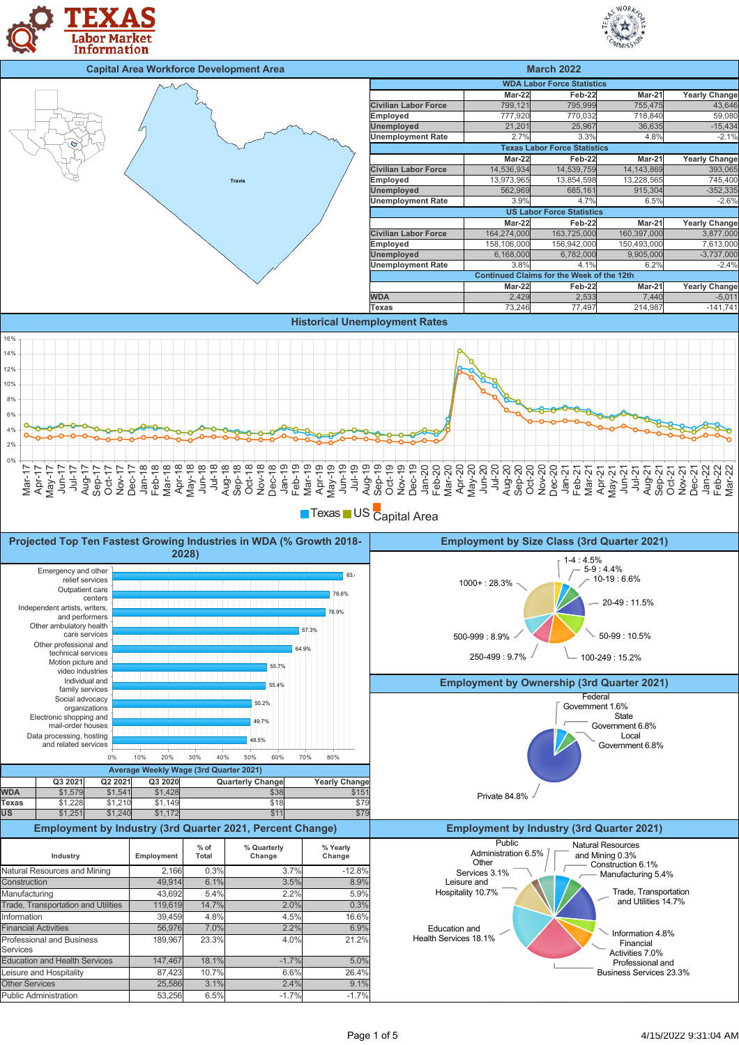# Texas Labor Market Information

## Capital Area Workforce Development Area — March 2022

### WDA Labor Force Statistics

| | Mar-22 | Feb-22 | Mar-21 | Yearly Change |
|---|---|---|---|---|
| Civilian Labor Force | 799,121 | 795,999 | 755,475 | 43,646 |
| Employed | 777,920 | 770,032 | 718,840 | 59,080 |
| Unemployed | 21,201 | 25,967 | 36,635 | -15,434 |
| Unemployment Rate | 2.7% | 3.3% | 4.8% | -2.1% |

### Texas Labor Force Statistics

| | Mar-22 | Feb-22 | Mar-21 | Yearly Change |
|---|---|---|---|---|
| Civilian Labor Force | 14,536,934 | 14,539,759 | 14,143,869 | 393,065 |
| Employed | 13,973,965 | 13,854,598 | 13,228,565 | 745,400 |
| Unemployed | 562,969 | 685,161 | 915,304 | -352,335 |
| Unemployment Rate | 3.9% | 4.7% | 6.5% | -2.6% |

### US Labor Force Statistics

| | Mar-22 | Feb-22 | Mar-21 | Yearly Change |
|---|---|---|---|---|
| Civilian Labor Force | 164,274,000 | 163,725,000 | 160,397,000 | 3,877,000 |
| Employed | 158,106,000 | 156,942,000 | 150,493,000 | 7,613,000 |
| Unemployed | 6,168,000 | 6,782,000 | 9,905,000 | -3,737,000 |
| Unemployment Rate | 3.8% | 4.1% | 6.2% | -2.4% |

### Continued Claims for the Week of the 12th

| | Mar-22 | Feb-22 | Mar-21 | Yearly Change |
|---|---|---|---|---|
| WDA | 2,429 | 2,533 | 7,440 | -5,011 |
| Texas | 73,246 | 77,497 | 214,987 | -141,741 |

## Historical Unemployment Rates

Texas, US, Capital Area (Mar-17 to Mar-22)

## Projected Top Ten Fastest Growing Industries in WDA (% Growth 2018-2028)

| Industry | % Growth |
|---|---|
| Emergency and other relief services | 83.4% |
| Outpatient care centers | 78.6% |
| Independent artists, writers, and performers | 76.9% |
| Other ambulatory health care services | 67.3% |
| Other professional and technical services | 64.9% |
| Motion picture and video industries | 55.7% |
| Individual and family services | 55.4% |
| Social advocacy organizations | 50.2% |
| Electronic shopping and mail-order houses | 49.7% |
| Data processing, hosting and related services | 48.5% |

### Average Weekly Wage (3rd Quarter 2021)

| | Q3 2021 | Q2 2021 | Q3 2020 | Quarterly Change | Yearly Change |
|---|---|---|---|---|---|
| WDA | $1,579 | $1,541 | $1,428 | $38 | $151 |
| Texas | $1,228 | $1,210 | $1,149 | $18 | $79 |
| US | $1,251 | $1,240 | $1,172 | $11 | $79 |

## Employment by Size Class (3rd Quarter 2021)

- 1-4 : 4.5%
- 5-9 : 4.4%
- 10-19 : 6.6%
- 20-49 : 11.5%
- 50-99 : 10.5%
- 100-249 : 15.2%
- 250-499 : 9.7%
- 500-999 : 8.9%
- 1000+ : 28.3%

## Employment by Ownership (3rd Quarter 2021)

- Federal Government 1.6%
- State Government 6.8%
- Local Government 6.8%
- Private 84.8%

## Employment by Industry (3rd Quarter 2021, Percent Change)

| Industry | Employment | % of Total | % Quarterly Change | % Yearly Change |
|---|---|---|---|---|
| Natural Resources and Mining | 2,166 | 0.3% | 3.7% | -12.8% |
| Construction | 49,914 | 6.1% | 3.5% | 8.9% |
| Manufacturing | 43,692 | 5.4% | 2.2% | 5.9% |
| Trade, Transportation and Utilities | 119,619 | 14.7% | 2.0% | 0.3% |
| Information | 39,459 | 4.8% | 4.5% | 16.6% |
| Financial Activities | 56,976 | 7.0% | 2.2% | 6.9% |
| Professional and Business Services | 189,967 | 23.3% | 4.0% | 21.2% |
| Education and Health Services | 147,467 | 18.1% | -1.7% | 5.0% |
| Leisure and Hospitality | 87,423 | 10.7% | 6.6% | 26.4% |
| Other Services | 25,586 | 3.1% | 2.4% | 9.1% |
| Public Administration | 53,256 | 6.5% | -1.7% | -1.7% |

## Employment by Industry (3rd Quarter 2021)

- Natural Resources and Mining 0.3%
- Construction 6.1%
- Manufacturing 5.4%
- Trade, Transportation and Utilities 14.7%
- Information 4.8%
- Financial Activities 7.0%
- Professional and Business Services 23.3%
- Education and Health Services 18.1%
- Leisure and Hospitality 10.7%
- Other Services 3.1%
- Public Administration 6.5%

4/15/2022 9:31:04 AM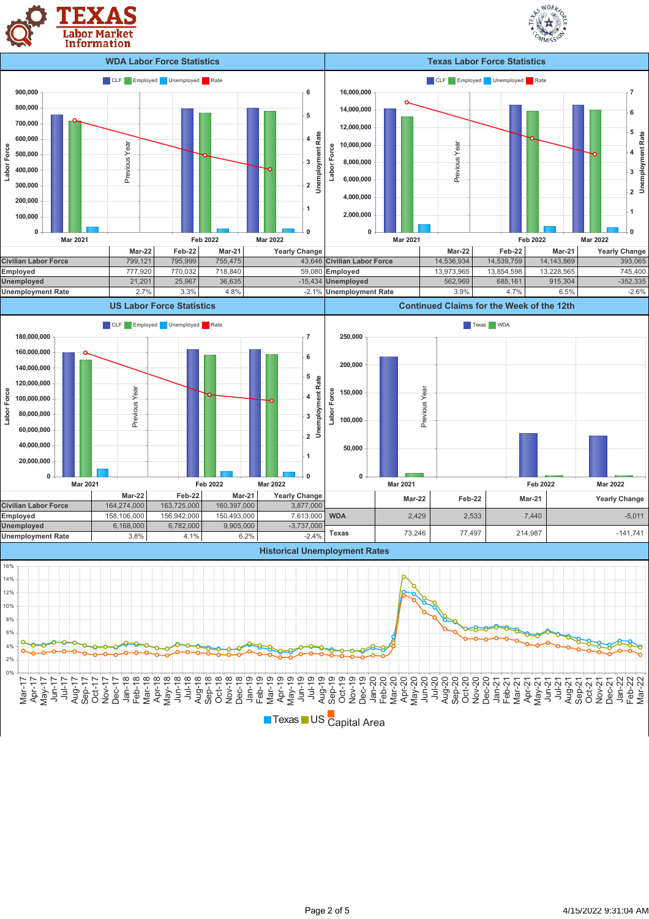## WDA Labor Force Statistics

| | Mar-22 | Feb-22 | Mar-21 | Yearly Change |
|---|---|---|---|---|
| Civilian Labor Force | 799,121 | 795,999 | 755,475 | 43,646 |
| Employed | 777,920 | 770,032 | 718,840 | 59,080 |
| Unemployed | 21,201 | 25,967 | 36,635 | -15,434 |
| Unemployment Rate | 2.7% | 3.3% | 4.8% | -2.1% |

## Texas Labor Force Statistics

| | Mar-22 | Feb-22 | Mar-21 | Yearly Change |
|---|---|---|---|---|
| Civilian Labor Force | 14,536,934 | 14,539,759 | 14,143,869 | 393,065 |
| Employed | 13,973,965 | 13,854,598 | 13,228,565 | 745,400 |
| Unemployed | 562,969 | 685,161 | 915,304 | -352,335 |
| Unemployment Rate | 3.9% | 4.7% | 6.5% | -2.6% |

## US Labor Force Statistics

| | Mar-22 | Feb-22 | Mar-21 | Yearly Change |
|---|---|---|---|---|
| Civilian Labor Force | 164,274,000 | 163,725,000 | 160,397,000 | 3,877,000 |
| Employed | 158,106,000 | 156,942,000 | 150,493,000 | 7,613,000 |
| Unemployed | 6,168,000 | 6,782,000 | 9,905,000 | -3,737,000 |
| Unemployment Rate | 3.8% | 4.1% | 6.2% | -2.4% |

## Continued Claims for the Week of the 12th

| | Mar-22 | Feb-22 | Mar-21 | Yearly Change |
|---|---|---|---|---|
| WDA | 2,429 | 2,533 | 7,440 | -5,011 |
| Texas | 73,246 | 77,497 | 214,987 | -141,741 |

## Historical Unemployment Rates

Texas US Capital Area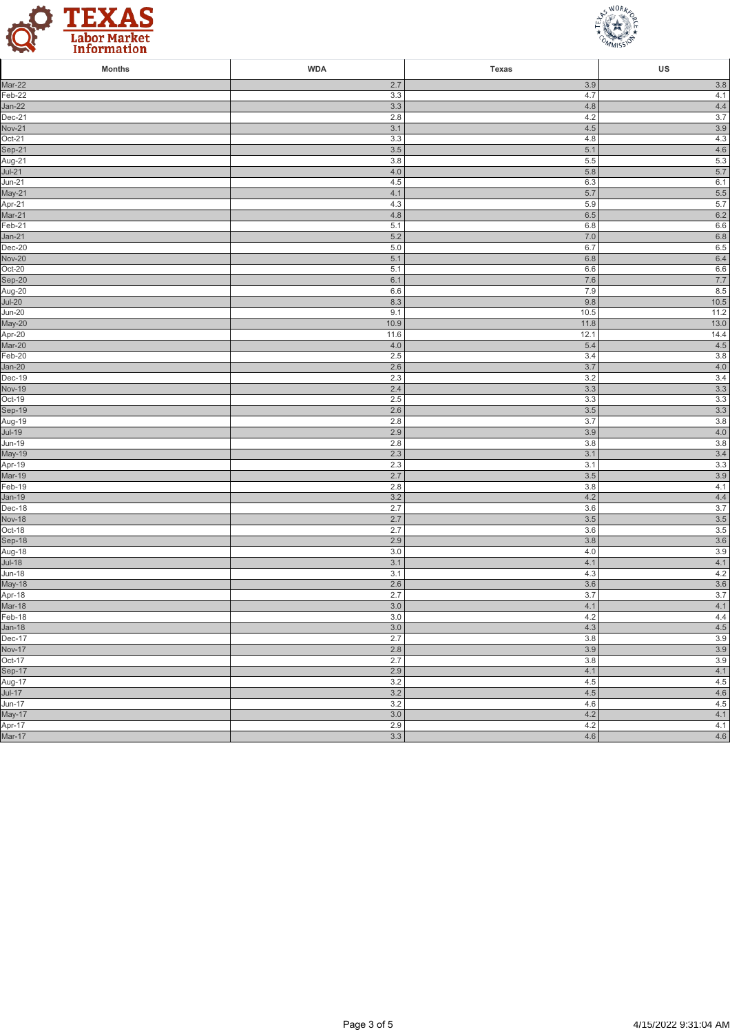| Months | WDA | Texas | US |
|---|---|---|---|
| Mar-22 | 2.7 | 3.9 | 3.8 |
| Feb-22 | 3.3 | 4.7 | 4.1 |
| Jan-22 | 3.3 | 4.8 | 4.4 |
| Dec-21 | 2.8 | 4.2 | 3.7 |
| Nov-21 | 3.1 | 4.5 | 3.9 |
| Oct-21 | 3.3 | 4.8 | 4.3 |
| Sep-21 | 3.5 | 5.1 | 4.6 |
| Aug-21 | 3.8 | 5.5 | 5.3 |
| Jul-21 | 4.0 | 5.8 | 5.7 |
| Jun-21 | 4.5 | 6.3 | 6.1 |
| May-21 | 4.1 | 5.7 | 5.5 |
| Apr-21 | 4.3 | 5.9 | 5.7 |
| Mar-21 | 4.8 | 6.5 | 6.2 |
| Feb-21 | 5.1 | 6.8 | 6.6 |
| Jan-21 | 5.2 | 7.0 | 6.8 |
| Dec-20 | 5.0 | 6.7 | 6.5 |
| Nov-20 | 5.1 | 6.8 | 6.4 |
| Oct-20 | 5.1 | 6.6 | 6.6 |
| Sep-20 | 6.1 | 7.6 | 7.7 |
| Aug-20 | 6.6 | 7.9 | 8.5 |
| Jul-20 | 8.3 | 9.8 | 10.5 |
| Jun-20 | 9.1 | 10.5 | 11.2 |
| May-20 | 10.9 | 11.8 | 13.0 |
| Apr-20 | 11.6 | 12.1 | 14.4 |
| Mar-20 | 4.0 | 5.4 | 4.5 |
| Feb-20 | 2.5 | 3.4 | 3.8 |
| Jan-20 | 2.6 | 3.7 | 4.0 |
| Dec-19 | 2.3 | 3.2 | 3.4 |
| Nov-19 | 2.4 | 3.3 | 3.3 |
| Oct-19 | 2.5 | 3.3 | 3.3 |
| Sep-19 | 2.6 | 3.5 | 3.3 |
| Aug-19 | 2.8 | 3.7 | 3.8 |
| Jul-19 | 2.9 | 3.9 | 4.0 |
| Jun-19 | 2.8 | 3.8 | 3.8 |
| May-19 | 2.3 | 3.1 | 3.4 |
| Apr-19 | 2.3 | 3.1 | 3.3 |
| Mar-19 | 2.7 | 3.5 | 3.9 |
| Feb-19 | 2.8 | 3.8 | 4.1 |
| Jan-19 | 3.2 | 4.2 | 4.4 |
| Dec-18 | 2.7 | 3.6 | 3.7 |
| Nov-18 | 2.7 | 3.5 | 3.5 |
| Oct-18 | 2.7 | 3.6 | 3.5 |
| Sep-18 | 2.9 | 3.8 | 3.6 |
| Aug-18 | 3.0 | 4.0 | 3.9 |
| Jul-18 | 3.1 | 4.1 | 4.1 |
| Jun-18 | 3.1 | 4.3 | 4.2 |
| May-18 | 2.6 | 3.6 | 3.6 |
| Apr-18 | 2.7 | 3.7 | 3.7 |
| Mar-18 | 3.0 | 4.1 | 4.1 |
| Feb-18 | 3.0 | 4.2 | 4.4 |
| Jan-18 | 3.0 | 4.3 | 4.5 |
| Dec-17 | 2.7 | 3.8 | 3.9 |
| Nov-17 | 2.8 | 3.9 | 3.9 |
| Oct-17 | 2.7 | 3.8 | 3.9 |
| Sep-17 | 2.9 | 4.1 | 4.1 |
| Aug-17 | 3.2 | 4.5 | 4.5 |
| Jul-17 | 3.2 | 4.5 | 4.6 |
| Jun-17 | 3.2 | 4.6 | 4.5 |
| May-17 | 3.0 | 4.2 | 4.1 |
| Apr-17 | 2.9 | 4.2 | 4.1 |
| Mar-17 | 3.3 | 4.6 | 4.6 |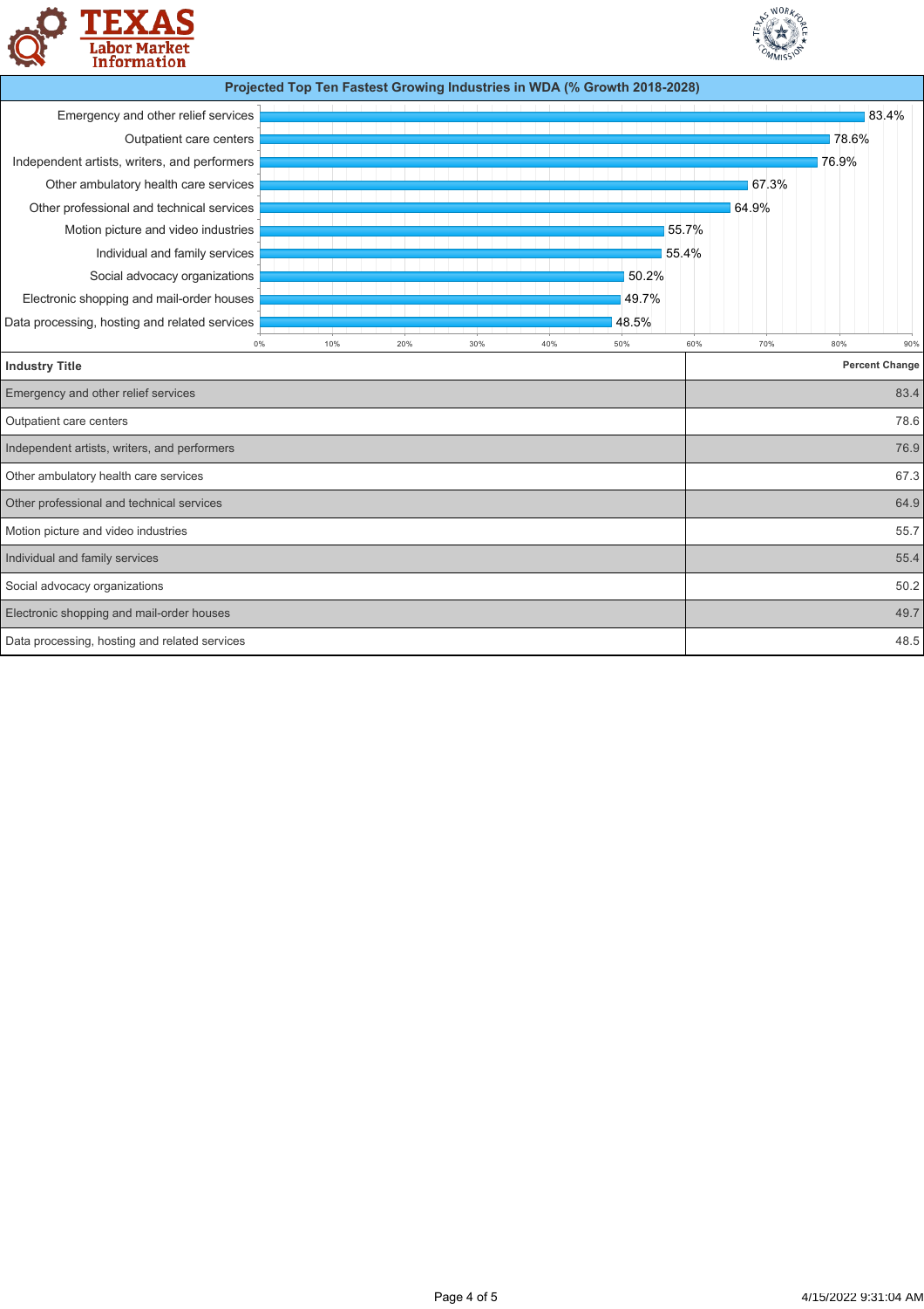## Projected Top Ten Fastest Growing Industries in WDA (% Growth 2018-2028)

| Industry Title | Percent Change |
|---|---|
| Emergency and other relief services | 83.4 |
| Outpatient care centers | 78.6 |
| Independent artists, writers, and performers | 76.9 |
| Other ambulatory health care services | 67.3 |
| Other professional and technical services | 64.9 |
| Motion picture and video industries | 55.7 |
| Individual and family services | 55.4 |
| Social advocacy organizations | 50.2 |
| Electronic shopping and mail-order houses | 49.7 |
| Data processing, hosting and related services | 48.5 |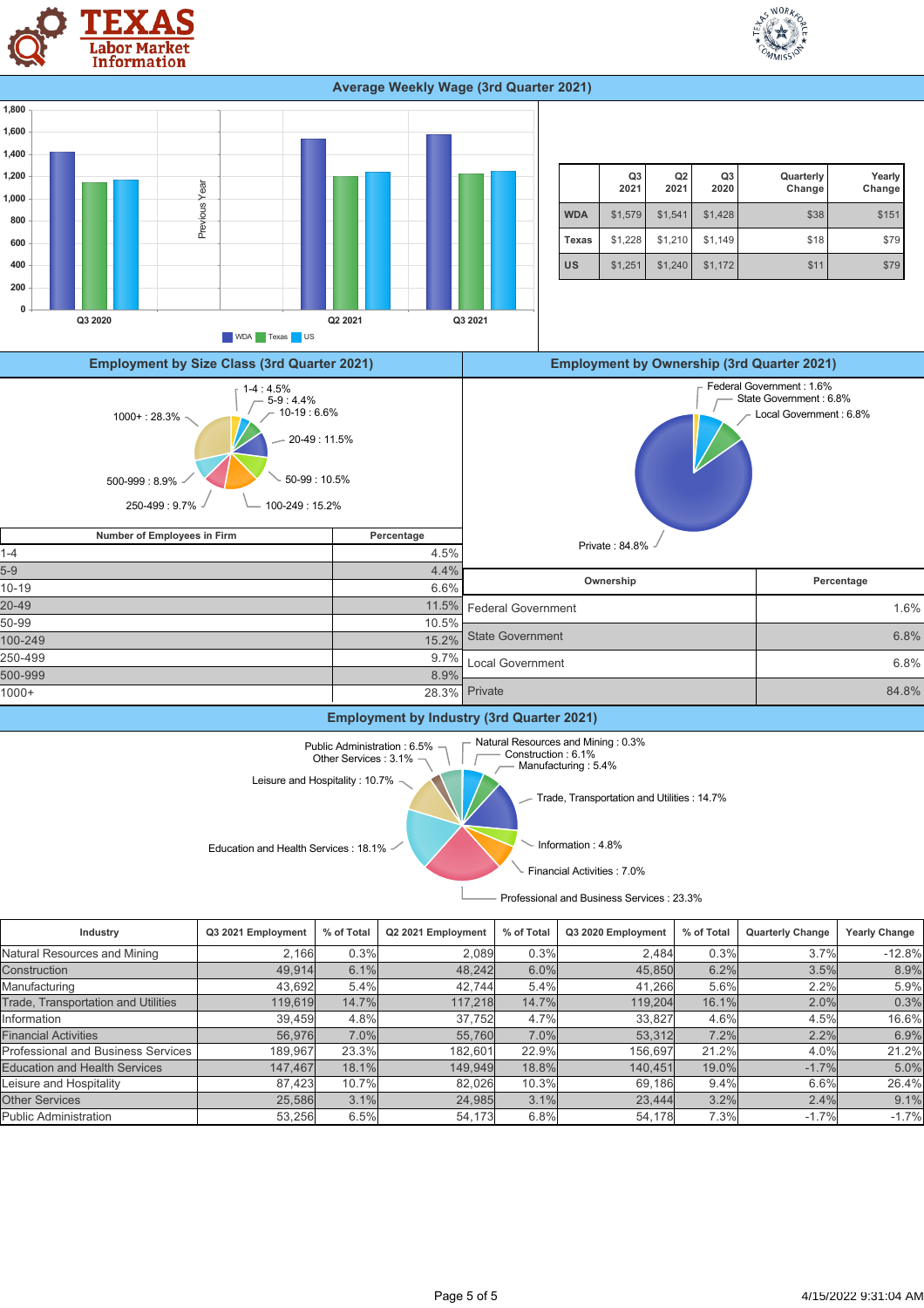TEXAS Labor Market Information

## Average Weekly Wage (3rd Quarter 2021)

1,800
1,600
1,400
1,200
1,000
800
600
400
200
0

Q3 2020
Previous Year
Q2 2021
Q3 2021

WDA Texas US

| | Q3 2021 | Q2 2021 | Q3 2020 | Quarterly Change | Yearly Change |
|---|---|---|---|---|---|
| WDA | $1,579 | $1,541 | $1,428 | $38 | $151 |
| Texas | $1,228 | $1,210 | $1,149 | $18 | $79 |
| US | $1,251 | $1,240 | $1,172 | $11 | $79 |

## Employment by Size Class (3rd Quarter 2021)

1-4 : 4.5%
5-9 : 4.4%
10-19 : 6.6%
20-49 : 11.5%
50-99 : 10.5%
100-249 : 15.2%
250-499 : 9.7%
500-999 : 8.9%
1000+ : 28.3%

| Number of Employees in Firm | Percentage |
|---|---|
| 1-4 | 4.5% |
| 5-9 | 4.4% |
| 10-19 | 6.6% |
| 20-49 | 11.5% |
| 50-99 | 10.5% |
| 100-249 | 15.2% |
| 250-499 | 9.7% |
| 500-999 | 8.9% |
| 1000+ | 28.3% |

## Employment by Ownership (3rd Quarter 2021)

Federal Government : 1.6%
State Government : 6.8%
Local Government : 6.8%
Private : 84.8%

| Ownership | Percentage |
|---|---|
| Federal Government | 1.6% |
| State Government | 6.8% |
| Local Government | 6.8% |
| Private | 84.8% |

## Employment by Industry (3rd Quarter 2021)

Public Administration : 6.5%
Natural Resources and Mining : 0.3%
Other Services : 3.1%
Construction : 6.1%
Manufacturing : 5.4%
Leisure and Hospitality : 10.7%
Trade, Transportation and Utilities : 14.7%
Education and Health Services : 18.1%
Information : 4.8%
Financial Activities : 7.0%
Professional and Business Services : 23.3%

| Industry | Q3 2021 Employment | % of Total | Q2 2021 Employment | % of Total | Q3 2020 Employment | % of Total | Quarterly Change | Yearly Change |
|---|---|---|---|---|---|---|---|---|
| Natural Resources and Mining | 2,166 | 0.3% | 2,089 | 0.3% | 2,484 | 0.3% | 3.7% | -12.8% |
| Construction | 49,914 | 6.1% | 48,242 | 6.0% | 45,850 | 6.2% | 3.5% | 8.9% |
| Manufacturing | 43,692 | 5.4% | 42,744 | 5.4% | 41,266 | 5.6% | 2.2% | 5.9% |
| Trade, Transportation and Utilities | 119,619 | 14.7% | 117,218 | 14.7% | 119,204 | 16.1% | 2.0% | 0.3% |
| Information | 39,459 | 4.8% | 37,752 | 4.7% | 33,827 | 4.6% | 4.5% | 16.6% |
| Financial Activities | 56,976 | 7.0% | 55,760 | 7.0% | 53,312 | 7.2% | 2.2% | 6.9% |
| Professional and Business Services | 189,967 | 23.3% | 182,601 | 22.9% | 156,697 | 21.2% | 4.0% | 21.2% |
| Education and Health Services | 147,467 | 18.1% | 149,949 | 18.8% | 140,451 | 19.0% | -1.7% | 5.0% |
| Leisure and Hospitality | 87,423 | 10.7% | 82,026 | 10.3% | 69,186 | 9.4% | 6.6% | 26.4% |
| Other Services | 25,586 | 3.1% | 24,985 | 3.1% | 23,444 | 3.2% | 2.4% | 9.1% |
| Public Administration | 53,256 | 6.5% | 54,173 | 6.8% | 54,178 | 7.3% | -1.7% | -1.7% |

4/15/2022 9:31:04 AM